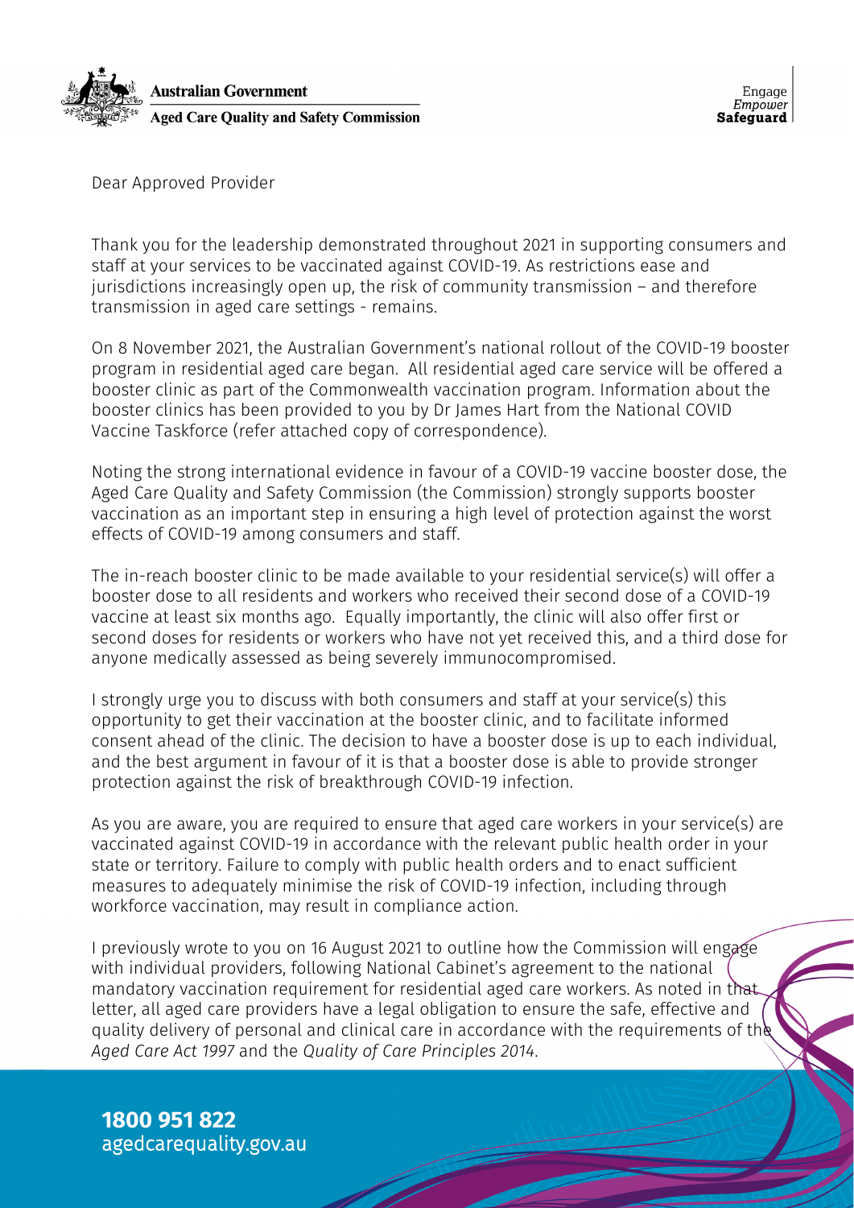Australian Government

Aged Care Quality and Safety Commission

Engage
*Empower*
**Safeguard**

Dear Approved Provider

Thank you for the leadership demonstrated throughout 2021 in supporting consumers and staff at your services to be vaccinated against COVID-19. As restrictions ease and jurisdictions increasingly open up, the risk of community transmission – and therefore transmission in aged care settings - remains.

On 8 November 2021, the Australian Government's national rollout of the COVID-19 booster program in residential aged care began. All residential aged care service will be offered a booster clinic as part of the Commonwealth vaccination program. Information about the booster clinics has been provided to you by Dr James Hart from the National COVID Vaccine Taskforce (refer attached copy of correspondence).

Noting the strong international evidence in favour of a COVID-19 vaccine booster dose, the Aged Care Quality and Safety Commission (the Commission) strongly supports booster vaccination as an important step in ensuring a high level of protection against the worst effects of COVID-19 among consumers and staff.

The in-reach booster clinic to be made available to your residential service(s) will offer a booster dose to all residents and workers who received their second dose of a COVID-19 vaccine at least six months ago. Equally importantly, the clinic will also offer first or second doses for residents or workers who have not yet received this, and a third dose for anyone medically assessed as being severely immunocompromised.

I strongly urge you to discuss with both consumers and staff at your service(s) this opportunity to get their vaccination at the booster clinic, and to facilitate informed consent ahead of the clinic. The decision to have a booster dose is up to each individual, and the best argument in favour of it is that a booster dose is able to provide stronger protection against the risk of breakthrough COVID-19 infection.

As you are aware, you are required to ensure that aged care workers in your service(s) are vaccinated against COVID-19 in accordance with the relevant public health order in your state or territory. Failure to comply with public health orders and to enact sufficient measures to adequately minimise the risk of COVID-19 infection, including through workforce vaccination, may result in compliance action.

I previously wrote to you on 16 August 2021 to outline how the Commission will engage with individual providers, following National Cabinet's agreement to the national mandatory vaccination requirement for residential aged care workers. As noted in that letter, all aged care providers have a legal obligation to ensure the safe, effective and quality delivery of personal and clinical care in accordance with the requirements of the *Aged Care Act 1997* and the *Quality of Care Principles 2014*.

**1800 951 822**
agedcarequality.gov.au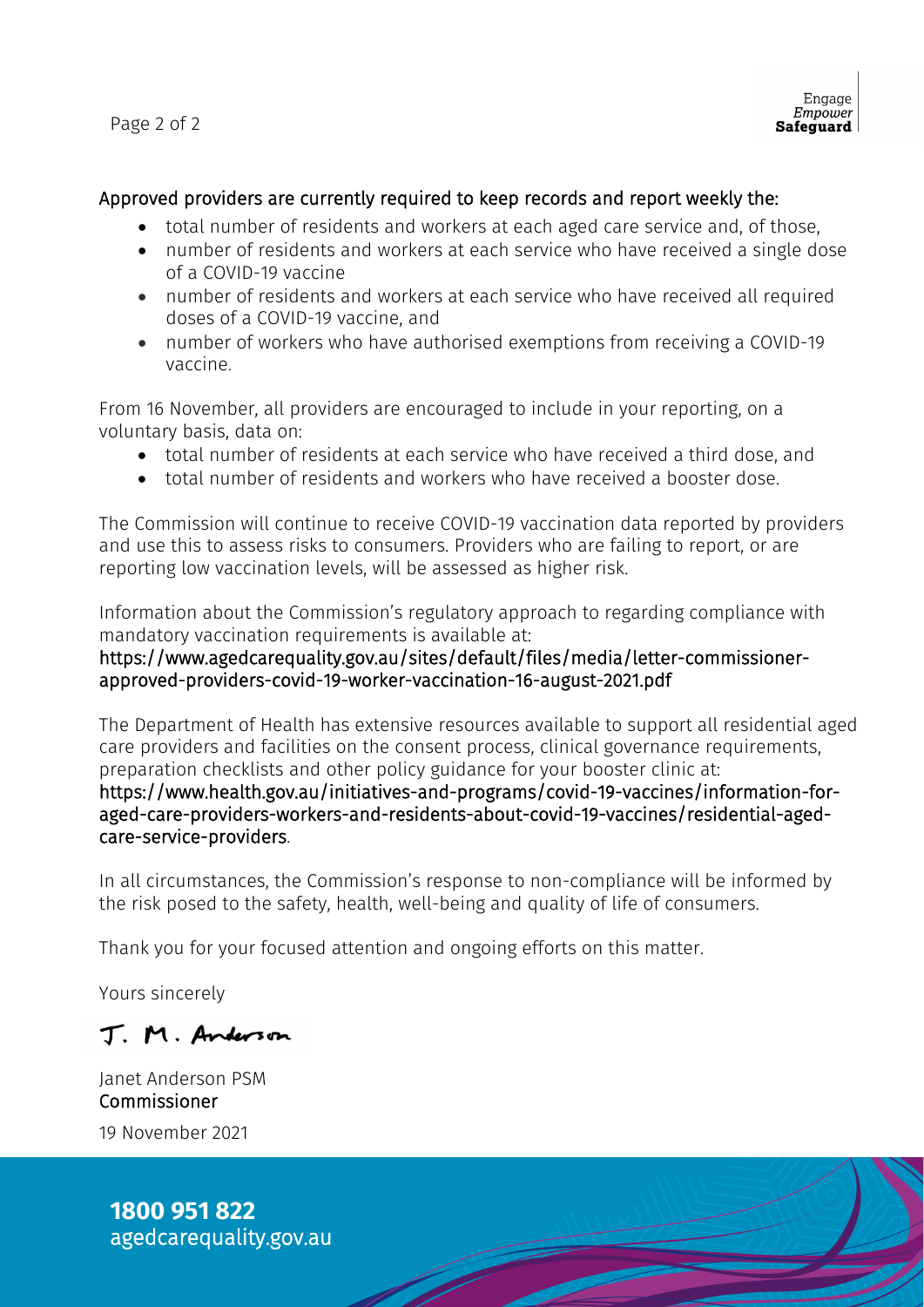Approved providers are currently required to keep records and report weekly the:

- total number of residents and workers at each aged care service and, of those,
- number of residents and workers at each service who have received a single dose of a COVID-19 vaccine
- number of residents and workers at each service who have received all required doses of a COVID-19 vaccine, and
- number of workers who have authorised exemptions from receiving a COVID-19 vaccine.

From 16 November, all providers are encouraged to include in your reporting, on a voluntary basis, data on:

- total number of residents at each service who have received a third dose, and
- total number of residents and workers who have received a booster dose.

The Commission will continue to receive COVID-19 vaccination data reported by providers and use this to assess risks to consumers. Providers who are failing to report, or are reporting low vaccination levels, will be assessed as higher risk.

Information about the Commission's regulatory approach to regarding compliance with mandatory vaccination requirements is available at:
https://www.agedcarequality.gov.au/sites/default/files/media/letter-commissioner-approved-providers-covid-19-worker-vaccination-16-august-2021.pdf

The Department of Health has extensive resources available to support all residential aged care providers and facilities on the consent process, clinical governance requirements, preparation checklists and other policy guidance for your booster clinic at:
https://www.health.gov.au/initiatives-and-programs/covid-19-vaccines/information-for-aged-care-providers-workers-and-residents-about-covid-19-vaccines/residential-aged-care-service-providers.

In all circumstances, the Commission's response to non-compliance will be informed by the risk posed to the safety, health, well-being and quality of life of consumers.

Thank you for your focused attention and ongoing efforts on this matter.

Yours sincerely

J. M. Anderson

Janet Anderson PSM
Commissioner

19 November 2021

**1800 951 822**
agedcarequality.gov.au